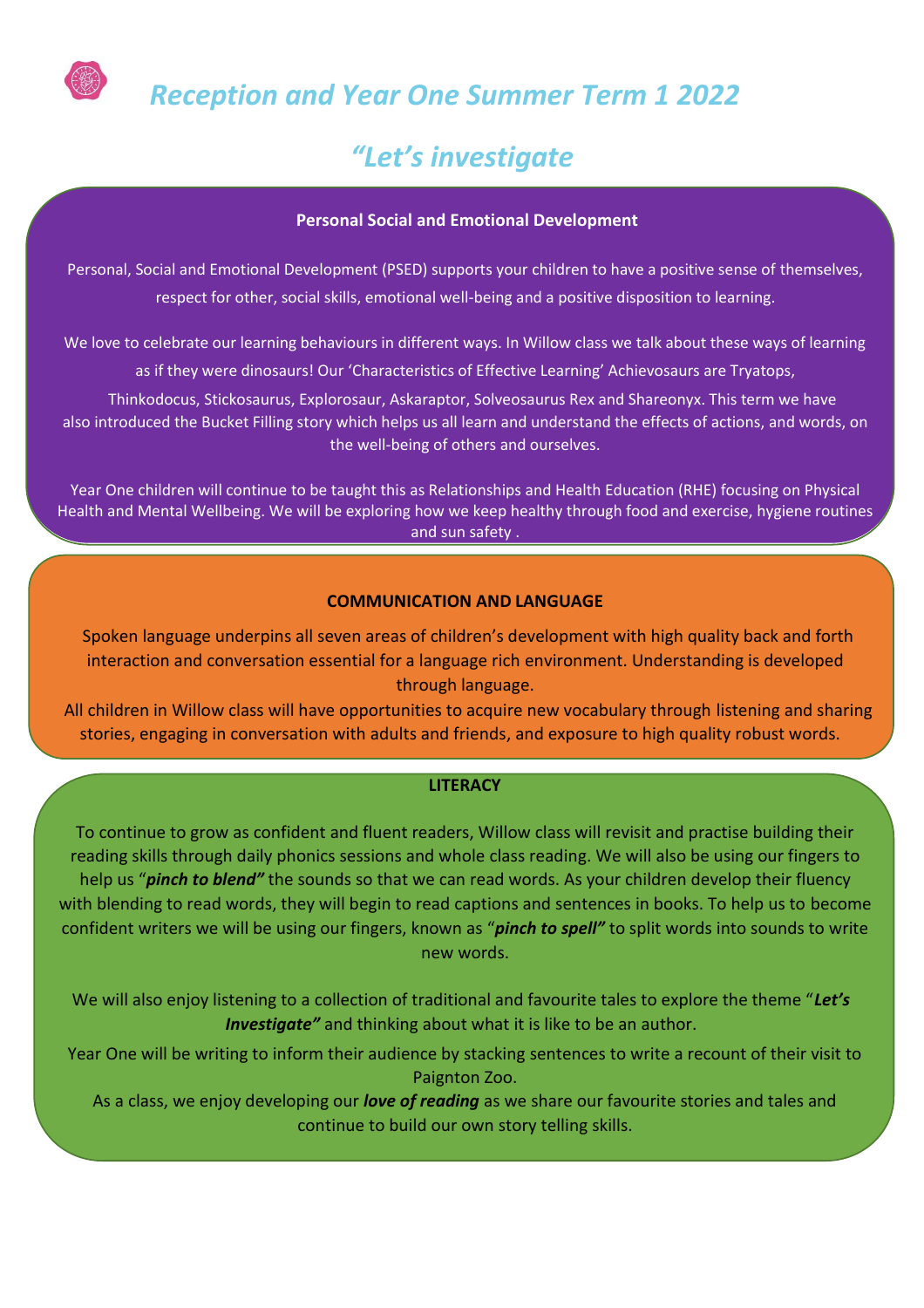# *Reception and Year One Summer Term 1 2022*

## *"Let's investigate*

### Personal Social and Emotional Development

Personal, Social and Emotional Development (PSED) supports your children to have a positive sense of themselves, respect for other, social skills, emotional well-being and a positive disposition to learning.

We love to celebrate our learning behaviours in different ways. In Willow class we talk about these ways of learning as if they were dinosaurs! Our 'Characteristics of Effective Learning' Achievosaurs are Tryatops, Thinkodocus, Stickosaurus, Explorosaur, Askaraptor, Solveosaurus Rex and Shareonyx. This term we have also introduced the Bucket Filling story which helps us all learn and understand the effects of actions, and words, on the well-being of others and ourselves.

Year One children will continue to be taught this as Relationships and Health Education (RHE) focusing on Physical Health and Mental Wellbeing. We will be exploring how we keep healthy through food and exercise, hygiene routines and sun safety .

### COMMUNICATION AND LANGUAGE

Spoken language underpins all seven areas of children's development with high quality back and forth interaction and conversation essential for a language rich environment. Understanding is developed through language.

All children in Willow class will have opportunities to acquire new vocabulary through listening and sharing stories, engaging in conversation with adults and friends, and exposure to high quality robust words.

### LITERACY

To continue to grow as confident and fluent readers, Willow class will revisit and practise building their reading skills through daily phonics sessions and whole class reading. We will also be using our fingers to help us "***pinch to blend"*** the sounds so that we can read words. As your children develop their fluency with blending to read words, they will begin to read captions and sentences in books. To help us to become confident writers we will be using our fingers, known as "***pinch to spell"*** to split words into sounds to write new words.

We will also enjoy listening to a collection of traditional and favourite tales to explore the theme "***Let's Investigate"*** and thinking about what it is like to be an author.

Year One will be writing to inform their audience by stacking sentences to write a recount of their visit to Paignton Zoo.

As a class, we enjoy developing our ***love of reading*** as we share our favourite stories and tales and continue to build our own story telling skills.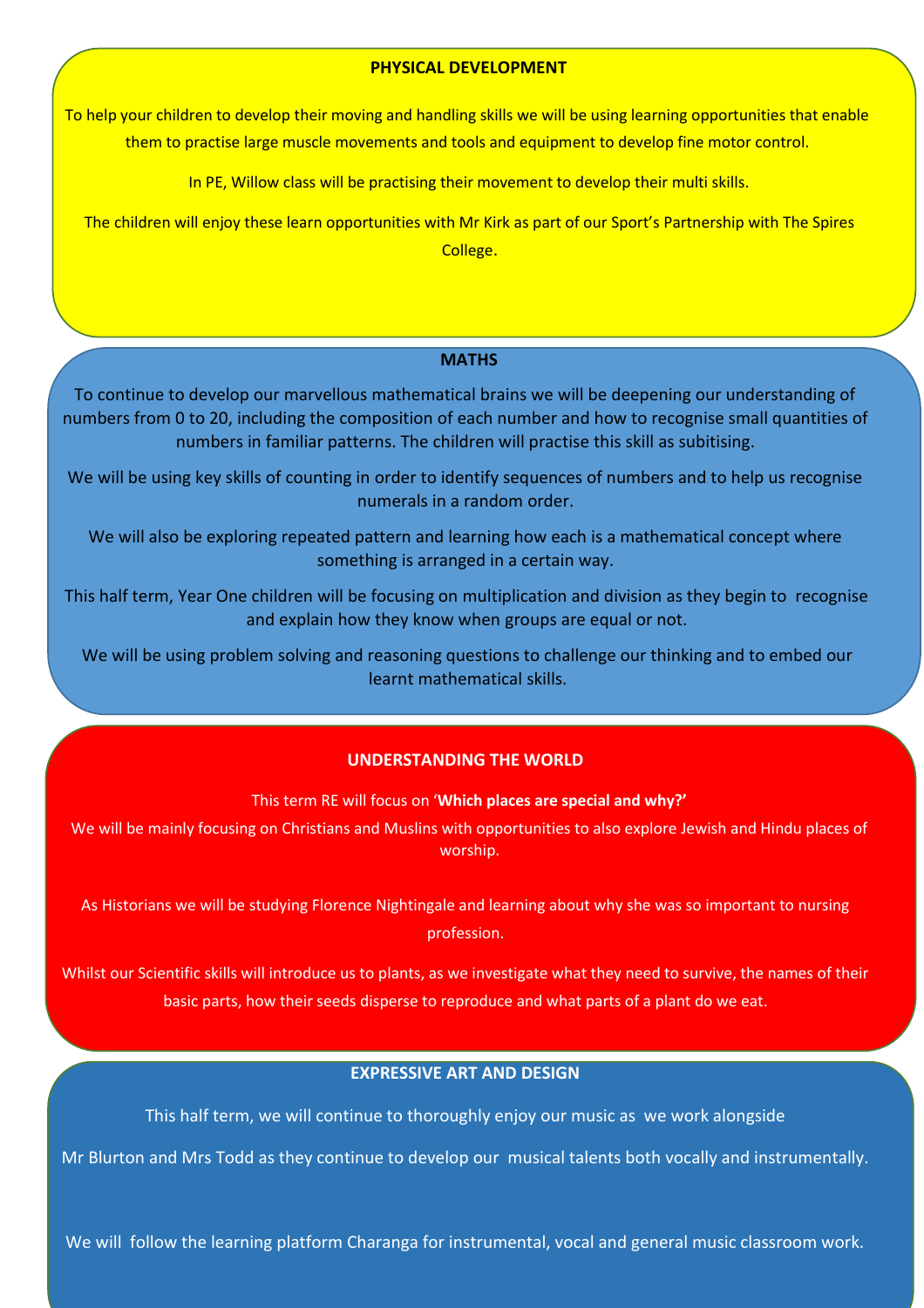## PHYSICAL DEVELOPMENT

To help your children to develop their moving and handling skills we will be using learning opportunities that enable them to practise large muscle movements and tools and equipment to develop fine motor control.

In PE, Willow class will be practising their movement to develop their multi skills.

The children will enjoy these learn opportunities with Mr Kirk as part of our Sport's Partnership with The Spires College.

## MATHS

To continue to develop our marvellous mathematical brains we will be deepening our understanding of numbers from 0 to 20, including the composition of each number and how to recognise small quantities of numbers in familiar patterns. The children will practise this skill as subitising.

We will be using key skills of counting in order to identify sequences of numbers and to help us recognise numerals in a random order.

We will also be exploring repeated pattern and learning how each is a mathematical concept where something is arranged in a certain way.

This half term, Year One children will be focusing on multiplication and division as they begin to recognise and explain how they know when groups are equal or not.

We will be using problem solving and reasoning questions to challenge our thinking and to embed our learnt mathematical skills.

## UNDERSTANDING THE WORLD

This term RE will focus on '**Which places are special and why?'**

We will be mainly focusing on Christians and Muslins with opportunities to also explore Jewish and Hindu places of worship.

As Historians we will be studying Florence Nightingale and learning about why she was so important to nursing profession.

Whilst our Scientific skills will introduce us to plants, as we investigate what they need to survive, the names of their basic parts, how their seeds disperse to reproduce and what parts of a plant do we eat.

## EXPRESSIVE ART AND DESIGN

This half term, we will continue to thoroughly enjoy our music as we work alongside

Mr Blurton and Mrs Todd as they continue to develop our musical talents both vocally and instrumentally.

We will follow the learning platform Charanga for instrumental, vocal and general music classroom work.